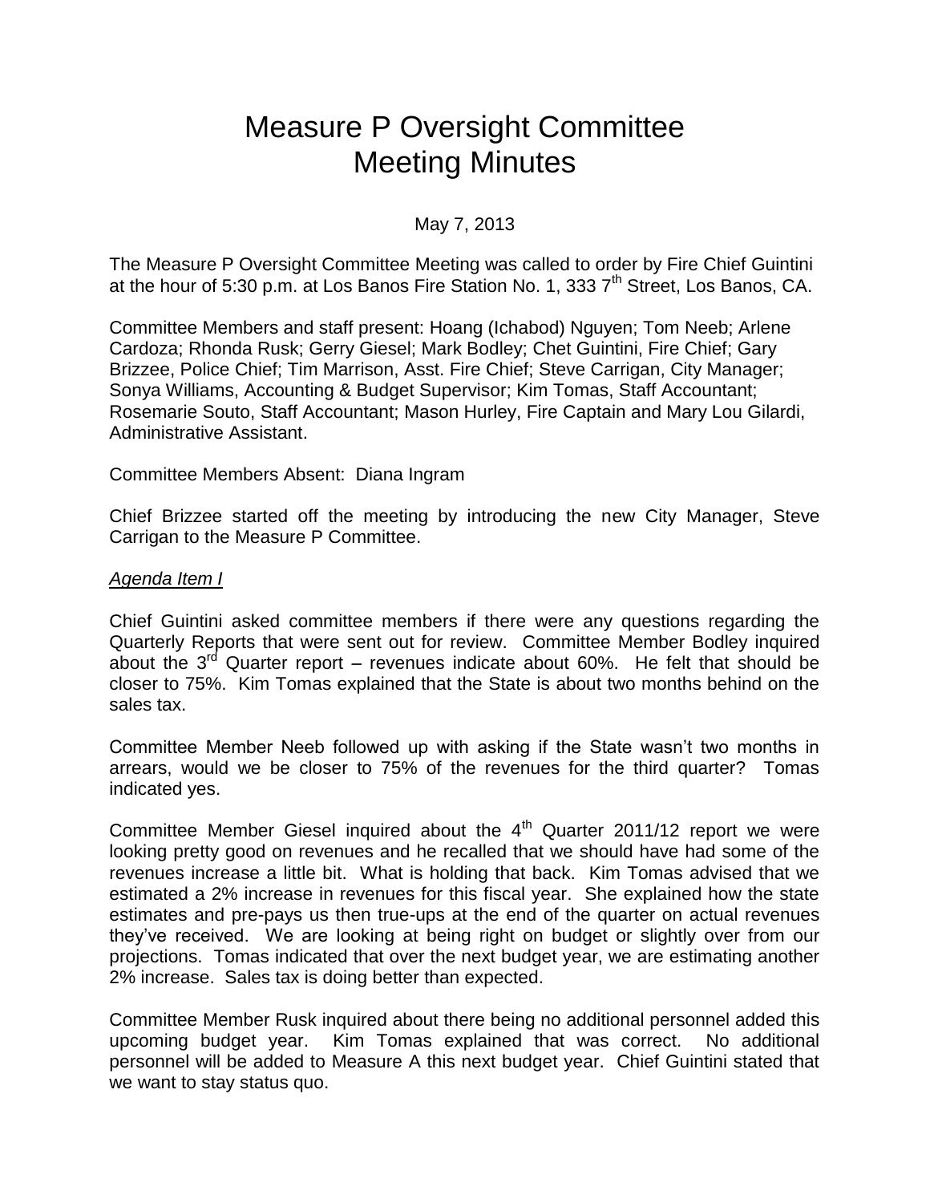# Measure P Oversight Committee
# Meeting Minutes

May 7, 2013

The Measure P Oversight Committee Meeting was called to order by Fire Chief Guintini at the hour of 5:30 p.m. at Los Banos Fire Station No. 1, 333 7th Street, Los Banos, CA.

Committee Members and staff present: Hoang (Ichabod) Nguyen; Tom Neeb; Arlene Cardoza; Rhonda Rusk; Gerry Giesel; Mark Bodley; Chet Guintini, Fire Chief; Gary Brizzee, Police Chief; Tim Marrison, Asst. Fire Chief; Steve Carrigan, City Manager; Sonya Williams, Accounting & Budget Supervisor; Kim Tomas, Staff Accountant; Rosemarie Souto, Staff Accountant; Mason Hurley, Fire Captain and Mary Lou Gilardi, Administrative Assistant.

Committee Members Absent: Diana Ingram

Chief Brizzee started off the meeting by introducing the new City Manager, Steve Carrigan to the Measure P Committee.

*Agenda Item I*

Chief Guintini asked committee members if there were any questions regarding the Quarterly Reports that were sent out for review. Committee Member Bodley inquired about the 3rd Quarter report – revenues indicate about 60%. He felt that should be closer to 75%. Kim Tomas explained that the State is about two months behind on the sales tax.

Committee Member Neeb followed up with asking if the State wasn't two months in arrears, would we be closer to 75% of the revenues for the third quarter? Tomas indicated yes.

Committee Member Giesel inquired about the 4th Quarter 2011/12 report we were looking pretty good on revenues and he recalled that we should have had some of the revenues increase a little bit. What is holding that back. Kim Tomas advised that we estimated a 2% increase in revenues for this fiscal year. She explained how the state estimates and pre-pays us then true-ups at the end of the quarter on actual revenues they've received. We are looking at being right on budget or slightly over from our projections. Tomas indicated that over the next budget year, we are estimating another 2% increase. Sales tax is doing better than expected.

Committee Member Rusk inquired about there being no additional personnel added this upcoming budget year. Kim Tomas explained that was correct. No additional personnel will be added to Measure A this next budget year. Chief Guintini stated that we want to stay status quo.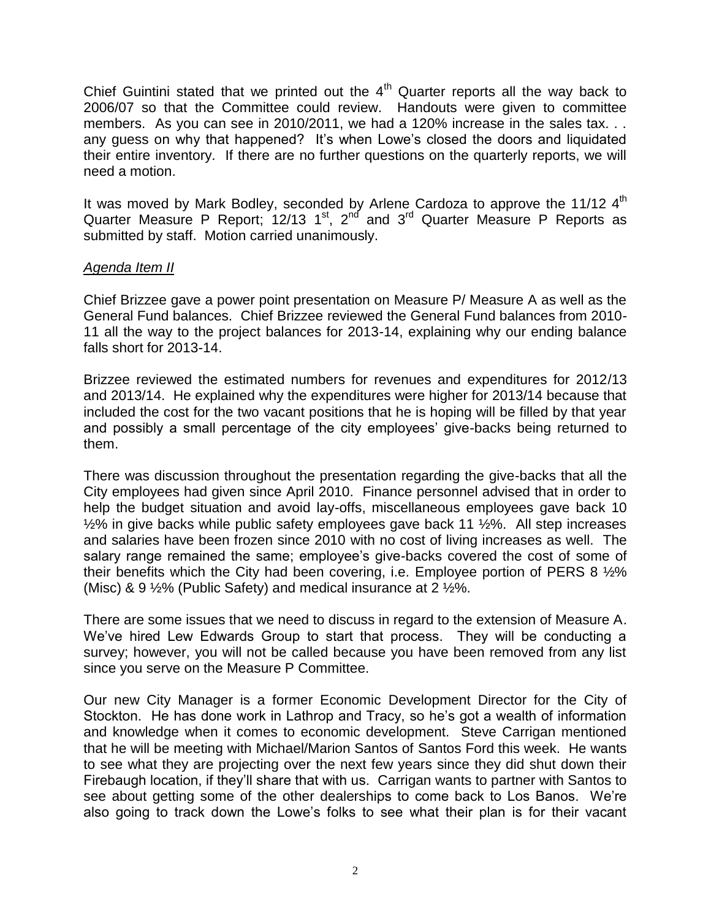Chief Guintini stated that we printed out the 4th Quarter reports all the way back to 2006/07 so that the Committee could review. Handouts were given to committee members. As you can see in 2010/2011, we had a 120% increase in the sales tax. . . any guess on why that happened? It's when Lowe's closed the doors and liquidated their entire inventory. If there are no further questions on the quarterly reports, we will need a motion.

It was moved by Mark Bodley, seconded by Arlene Cardoza to approve the 11/12 4th Quarter Measure P Report; 12/13 1st, 2nd and 3rd Quarter Measure P Reports as submitted by staff. Motion carried unanimously.

*Agenda Item II*

Chief Brizzee gave a power point presentation on Measure P/ Measure A as well as the General Fund balances. Chief Brizzee reviewed the General Fund balances from 2010-11 all the way to the project balances for 2013-14, explaining why our ending balance falls short for 2013-14.

Brizzee reviewed the estimated numbers for revenues and expenditures for 2012/13 and 2013/14. He explained why the expenditures were higher for 2013/14 because that included the cost for the two vacant positions that he is hoping will be filled by that year and possibly a small percentage of the city employees' give-backs being returned to them.

There was discussion throughout the presentation regarding the give-backs that all the City employees had given since April 2010. Finance personnel advised that in order to help the budget situation and avoid lay-offs, miscellaneous employees gave back 10 ½% in give backs while public safety employees gave back 11 ½%. All step increases and salaries have been frozen since 2010 with no cost of living increases as well. The salary range remained the same; employee's give-backs covered the cost of some of their benefits which the City had been covering, i.e. Employee portion of PERS 8 ½% (Misc) & 9 ½% (Public Safety) and medical insurance at 2 ½%.

There are some issues that we need to discuss in regard to the extension of Measure A. We've hired Lew Edwards Group to start that process. They will be conducting a survey; however, you will not be called because you have been removed from any list since you serve on the Measure P Committee.

Our new City Manager is a former Economic Development Director for the City of Stockton. He has done work in Lathrop and Tracy, so he's got a wealth of information and knowledge when it comes to economic development. Steve Carrigan mentioned that he will be meeting with Michael/Marion Santos of Santos Ford this week. He wants to see what they are projecting over the next few years since they did shut down their Firebaugh location, if they'll share that with us. Carrigan wants to partner with Santos to see about getting some of the other dealerships to come back to Los Banos. We're also going to track down the Lowe's folks to see what their plan is for their vacant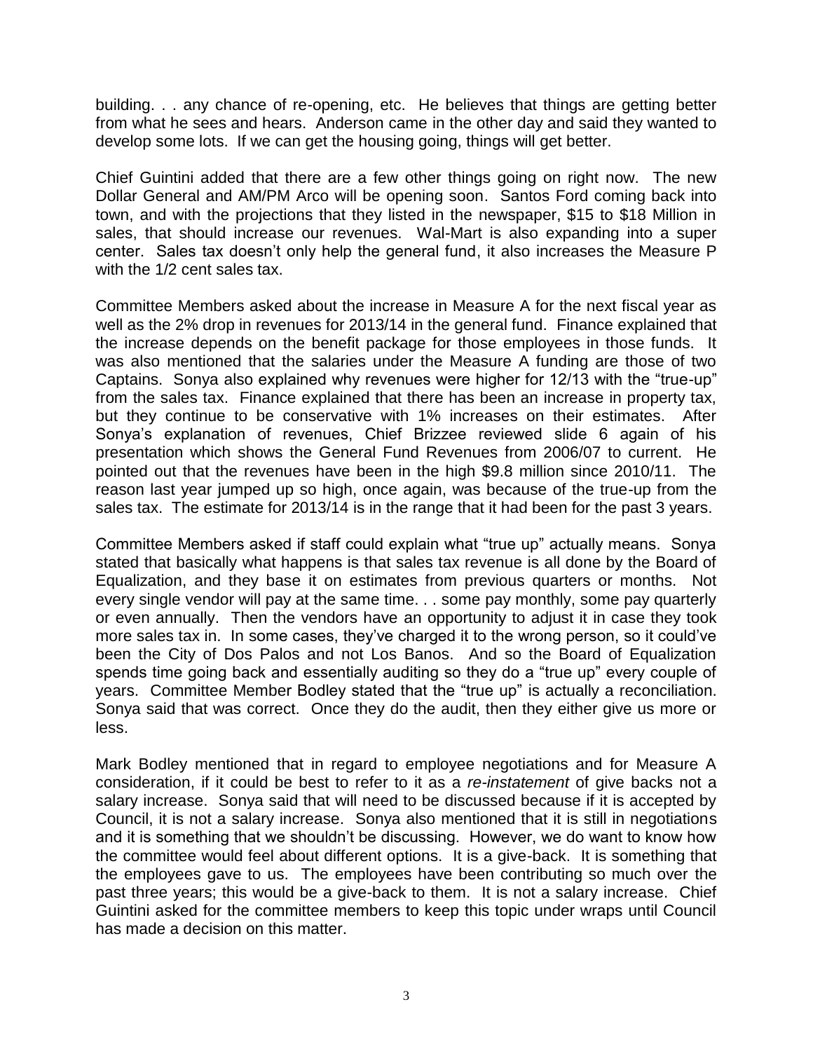building. . . any chance of re-opening, etc. He believes that things are getting better from what he sees and hears. Anderson came in the other day and said they wanted to develop some lots. If we can get the housing going, things will get better.

Chief Guintini added that there are a few other things going on right now. The new Dollar General and AM/PM Arco will be opening soon. Santos Ford coming back into town, and with the projections that they listed in the newspaper, $15 to $18 Million in sales, that should increase our revenues. Wal-Mart is also expanding into a super center. Sales tax doesn't only help the general fund, it also increases the Measure P with the 1/2 cent sales tax.

Committee Members asked about the increase in Measure A for the next fiscal year as well as the 2% drop in revenues for 2013/14 in the general fund. Finance explained that the increase depends on the benefit package for those employees in those funds. It was also mentioned that the salaries under the Measure A funding are those of two Captains. Sonya also explained why revenues were higher for 12/13 with the "true-up" from the sales tax. Finance explained that there has been an increase in property tax, but they continue to be conservative with 1% increases on their estimates. After Sonya's explanation of revenues, Chief Brizzee reviewed slide 6 again of his presentation which shows the General Fund Revenues from 2006/07 to current. He pointed out that the revenues have been in the high $9.8 million since 2010/11. The reason last year jumped up so high, once again, was because of the true-up from the sales tax. The estimate for 2013/14 is in the range that it had been for the past 3 years.

Committee Members asked if staff could explain what "true up" actually means. Sonya stated that basically what happens is that sales tax revenue is all done by the Board of Equalization, and they base it on estimates from previous quarters or months. Not every single vendor will pay at the same time. . . some pay monthly, some pay quarterly or even annually. Then the vendors have an opportunity to adjust it in case they took more sales tax in. In some cases, they've charged it to the wrong person, so it could've been the City of Dos Palos and not Los Banos. And so the Board of Equalization spends time going back and essentially auditing so they do a "true up" every couple of years. Committee Member Bodley stated that the "true up" is actually a reconciliation. Sonya said that was correct. Once they do the audit, then they either give us more or less.

Mark Bodley mentioned that in regard to employee negotiations and for Measure A consideration, if it could be best to refer to it as a *re-instatement* of give backs not a salary increase. Sonya said that will need to be discussed because if it is accepted by Council, it is not a salary increase. Sonya also mentioned that it is still in negotiations and it is something that we shouldn't be discussing. However, we do want to know how the committee would feel about different options. It is a give-back. It is something that the employees gave to us. The employees have been contributing so much over the past three years; this would be a give-back to them. It is not a salary increase. Chief Guintini asked for the committee members to keep this topic under wraps until Council has made a decision on this matter.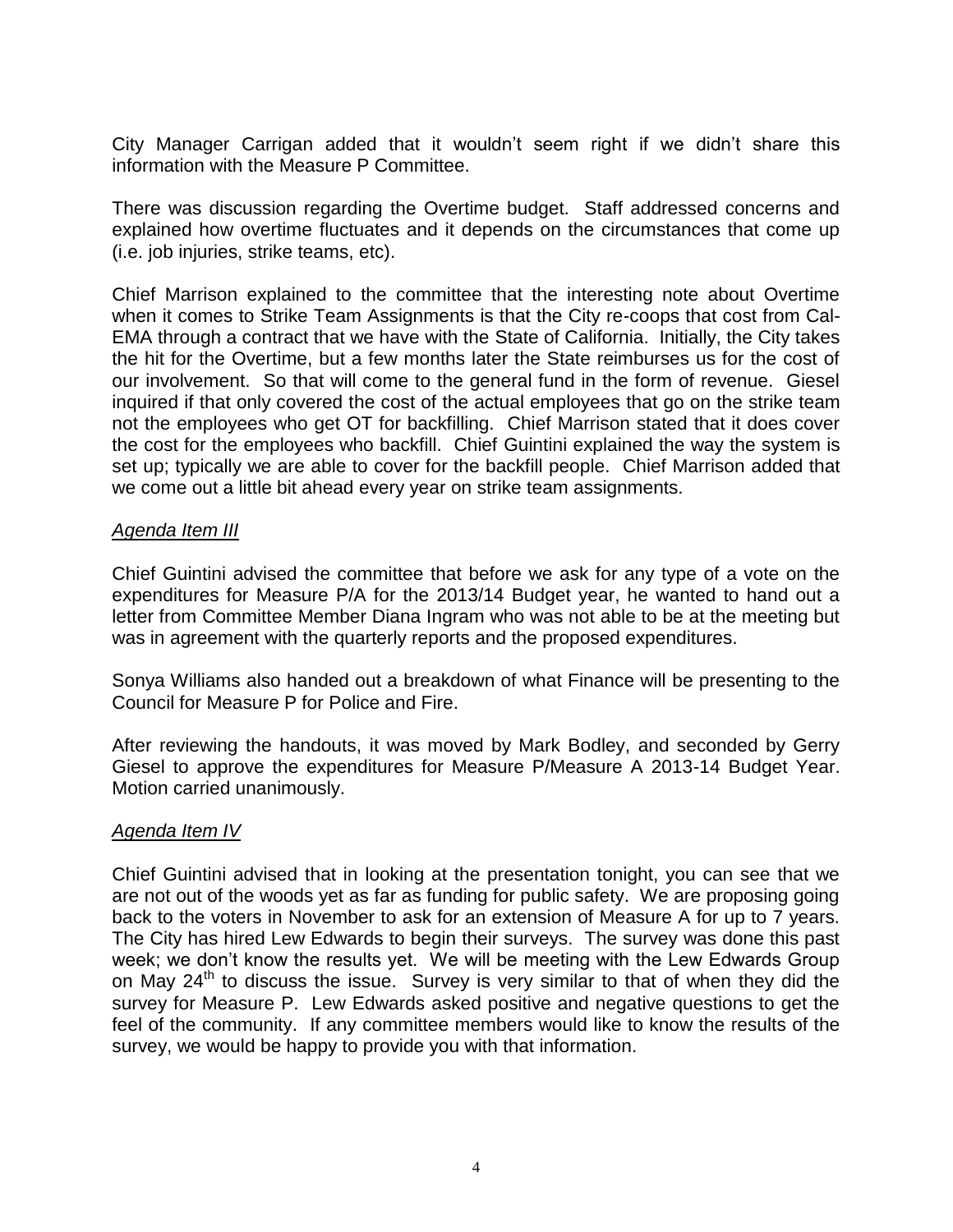City Manager Carrigan added that it wouldn't seem right if we didn't share this information with the Measure P Committee.

There was discussion regarding the Overtime budget. Staff addressed concerns and explained how overtime fluctuates and it depends on the circumstances that come up (i.e. job injuries, strike teams, etc).

Chief Marrison explained to the committee that the interesting note about Overtime when it comes to Strike Team Assignments is that the City re-coops that cost from Cal-EMA through a contract that we have with the State of California. Initially, the City takes the hit for the Overtime, but a few months later the State reimburses us for the cost of our involvement. So that will come to the general fund in the form of revenue. Giesel inquired if that only covered the cost of the actual employees that go on the strike team not the employees who get OT for backfilling. Chief Marrison stated that it does cover the cost for the employees who backfill. Chief Guintini explained the way the system is set up; typically we are able to cover for the backfill people. Chief Marrison added that we come out a little bit ahead every year on strike team assignments.

*Agenda Item III*

Chief Guintini advised the committee that before we ask for any type of a vote on the expenditures for Measure P/A for the 2013/14 Budget year, he wanted to hand out a letter from Committee Member Diana Ingram who was not able to be at the meeting but was in agreement with the quarterly reports and the proposed expenditures.

Sonya Williams also handed out a breakdown of what Finance will be presenting to the Council for Measure P for Police and Fire.

After reviewing the handouts, it was moved by Mark Bodley, and seconded by Gerry Giesel to approve the expenditures for Measure P/Measure A 2013-14 Budget Year. Motion carried unanimously.

*Agenda Item IV*

Chief Guintini advised that in looking at the presentation tonight, you can see that we are not out of the woods yet as far as funding for public safety. We are proposing going back to the voters in November to ask for an extension of Measure A for up to 7 years. The City has hired Lew Edwards to begin their surveys. The survey was done this past week; we don't know the results yet. We will be meeting with the Lew Edwards Group on May 24th to discuss the issue. Survey is very similar to that of when they did the survey for Measure P. Lew Edwards asked positive and negative questions to get the feel of the community. If any committee members would like to know the results of the survey, we would be happy to provide you with that information.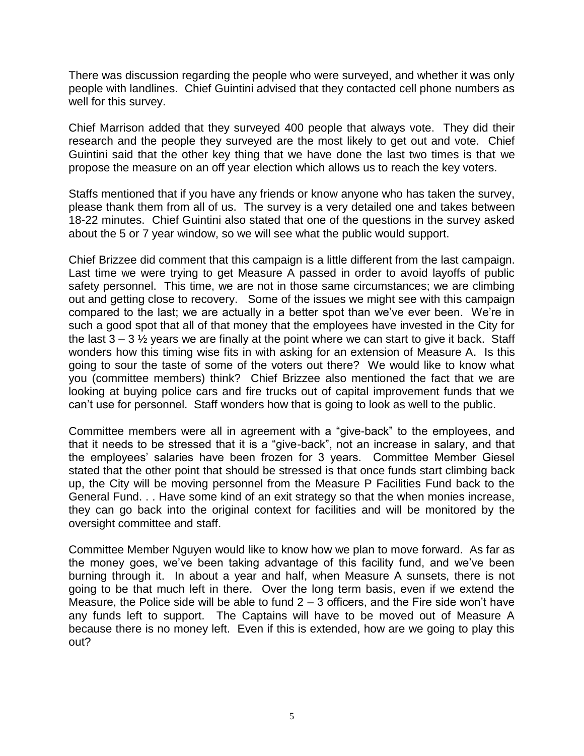There was discussion regarding the people who were surveyed, and whether it was only people with landlines. Chief Guintini advised that they contacted cell phone numbers as well for this survey.

Chief Marrison added that they surveyed 400 people that always vote. They did their research and the people they surveyed are the most likely to get out and vote. Chief Guintini said that the other key thing that we have done the last two times is that we propose the measure on an off year election which allows us to reach the key voters.

Staffs mentioned that if you have any friends or know anyone who has taken the survey, please thank them from all of us. The survey is a very detailed one and takes between 18-22 minutes. Chief Guintini also stated that one of the questions in the survey asked about the 5 or 7 year window, so we will see what the public would support.

Chief Brizzee did comment that this campaign is a little different from the last campaign. Last time we were trying to get Measure A passed in order to avoid layoffs of public safety personnel. This time, we are not in those same circumstances; we are climbing out and getting close to recovery. Some of the issues we might see with this campaign compared to the last; we are actually in a better spot than we've ever been. We're in such a good spot that all of that money that the employees have invested in the City for the last 3 – 3 ½ years we are finally at the point where we can start to give it back. Staff wonders how this timing wise fits in with asking for an extension of Measure A. Is this going to sour the taste of some of the voters out there? We would like to know what you (committee members) think? Chief Brizzee also mentioned the fact that we are looking at buying police cars and fire trucks out of capital improvement funds that we can't use for personnel. Staff wonders how that is going to look as well to the public.

Committee members were all in agreement with a "give-back" to the employees, and that it needs to be stressed that it is a "give-back", not an increase in salary, and that the employees' salaries have been frozen for 3 years. Committee Member Giesel stated that the other point that should be stressed is that once funds start climbing back up, the City will be moving personnel from the Measure P Facilities Fund back to the General Fund. . . Have some kind of an exit strategy so that the when monies increase, they can go back into the original context for facilities and will be monitored by the oversight committee and staff.

Committee Member Nguyen would like to know how we plan to move forward. As far as the money goes, we've been taking advantage of this facility fund, and we've been burning through it. In about a year and half, when Measure A sunsets, there is not going to be that much left in there. Over the long term basis, even if we extend the Measure, the Police side will be able to fund 2 – 3 officers, and the Fire side won't have any funds left to support. The Captains will have to be moved out of Measure A because there is no money left. Even if this is extended, how are we going to play this out?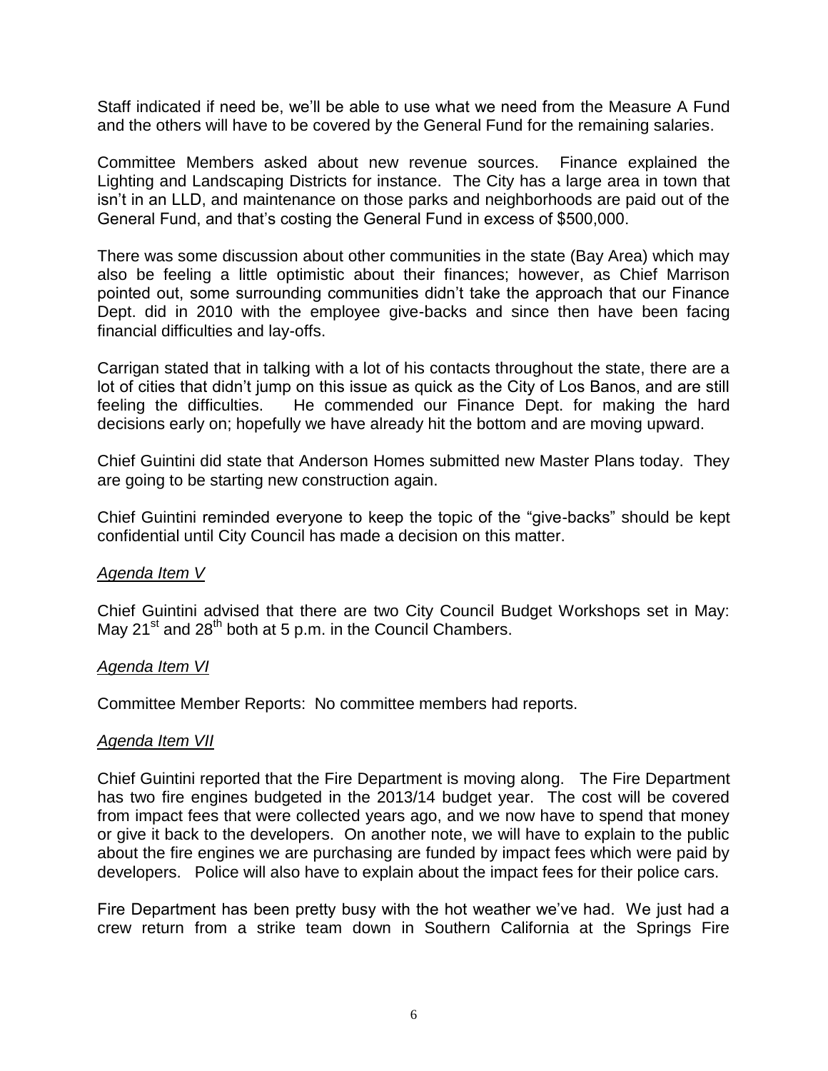Staff indicated if need be, we'll be able to use what we need from the Measure A Fund and the others will have to be covered by the General Fund for the remaining salaries.

Committee Members asked about new revenue sources. Finance explained the Lighting and Landscaping Districts for instance. The City has a large area in town that isn't in an LLD, and maintenance on those parks and neighborhoods are paid out of the General Fund, and that's costing the General Fund in excess of $500,000.

There was some discussion about other communities in the state (Bay Area) which may also be feeling a little optimistic about their finances; however, as Chief Marrison pointed out, some surrounding communities didn't take the approach that our Finance Dept. did in 2010 with the employee give-backs and since then have been facing financial difficulties and lay-offs.

Carrigan stated that in talking with a lot of his contacts throughout the state, there are a lot of cities that didn't jump on this issue as quick as the City of Los Banos, and are still feeling the difficulties. He commended our Finance Dept. for making the hard decisions early on; hopefully we have already hit the bottom and are moving upward.

Chief Guintini did state that Anderson Homes submitted new Master Plans today. They are going to be starting new construction again.

Chief Guintini reminded everyone to keep the topic of the "give-backs" should be kept confidential until City Council has made a decision on this matter.

*Agenda Item V*

Chief Guintini advised that there are two City Council Budget Workshops set in May: May 21st and 28th both at 5 p.m. in the Council Chambers.

*Agenda Item VI*

Committee Member Reports: No committee members had reports.

*Agenda Item VII*

Chief Guintini reported that the Fire Department is moving along. The Fire Department has two fire engines budgeted in the 2013/14 budget year. The cost will be covered from impact fees that were collected years ago, and we now have to spend that money or give it back to the developers. On another note, we will have to explain to the public about the fire engines we are purchasing are funded by impact fees which were paid by developers. Police will also have to explain about the impact fees for their police cars.

Fire Department has been pretty busy with the hot weather we've had. We just had a crew return from a strike team down in Southern California at the Springs Fire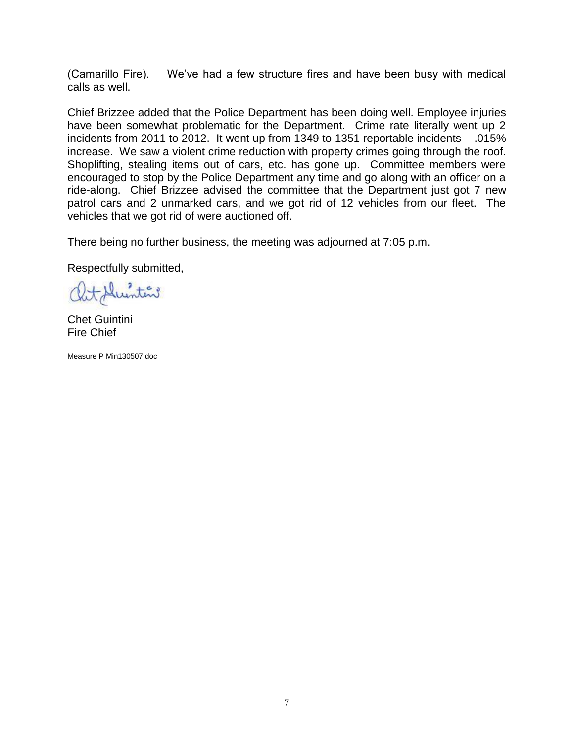(Camarillo Fire). We've had a few structure fires and have been busy with medical calls as well.

Chief Brizzee added that the Police Department has been doing well. Employee injuries have been somewhat problematic for the Department. Crime rate literally went up 2 incidents from 2011 to 2012. It went up from 1349 to 1351 reportable incidents – .015% increase. We saw a violent crime reduction with property crimes going through the roof. Shoplifting, stealing items out of cars, etc. has gone up. Committee members were encouraged to stop by the Police Department any time and go along with an officer on a ride-along. Chief Brizzee advised the committee that the Department just got 7 new patrol cars and 2 unmarked cars, and we got rid of 12 vehicles from our fleet. The vehicles that we got rid of were auctioned off.

There being no further business, the meeting was adjourned at 7:05 p.m.

Respectfully submitted,

Chet Guintini
Fire Chief

Measure P Min130507.doc